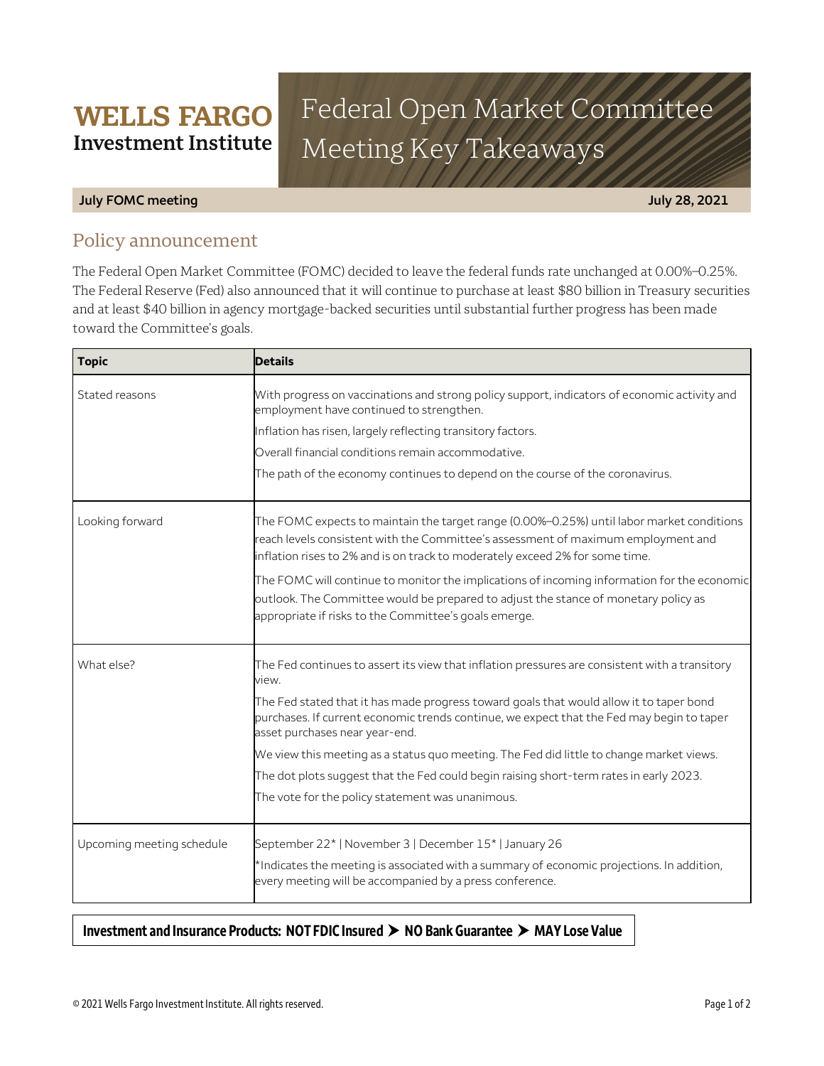**WELLS FARGO**
**Investment Institute**

# Federal Open Market Committee Meeting Key Takeaways

**July FOMC meeting** **July 28, 2021**

## Policy announcement

The Federal Open Market Committee (FOMC) decided to leave the federal funds rate unchanged at 0.00%–0.25%. The Federal Reserve (Fed) also announced that it will continue to purchase at least $80 billion in Treasury securities and at least $40 billion in agency mortgage-backed securities until substantial further progress has been made toward the Committee's goals.

| Topic | Details |
|---|---|
| Stated reasons | With progress on vaccinations and strong policy support, indicators of economic activity and employment have continued to strengthen.<br>Inflation has risen, largely reflecting transitory factors.<br>Overall financial conditions remain accommodative.<br>The path of the economy continues to depend on the course of the coronavirus. |
| Looking forward | The FOMC expects to maintain the target range (0.00%–0.25%) until labor market conditions reach levels consistent with the Committee's assessment of maximum employment and inflation rises to 2% and is on track to moderately exceed 2% for some time.<br>The FOMC will continue to monitor the implications of incoming information for the economic outlook. The Committee would be prepared to adjust the stance of monetary policy as appropriate if risks to the Committee's goals emerge. |
| What else? | The Fed continues to assert its view that inflation pressures are consistent with a transitory view.<br>The Fed stated that it has made progress toward goals that would allow it to taper bond purchases. If current economic trends continue, we expect that the Fed may begin to taper asset purchases near year-end.<br>We view this meeting as a status quo meeting. The Fed did little to change market views.<br>The dot plots suggest that the Fed could begin raising short-term rates in early 2023.<br>The vote for the policy statement was unanimous. |
| Upcoming meeting schedule | September 22* \| November 3 \| December 15* \| January 26<br>*Indicates the meeting is associated with a summary of economic projections. In addition, every meeting will be accompanied by a press conference. |

**Investment and Insurance Products: NOT FDIC Insured ➤ NO Bank Guarantee ➤ MAY Lose Value**

© 2021 Wells Fargo Investment Institute. All rights reserved.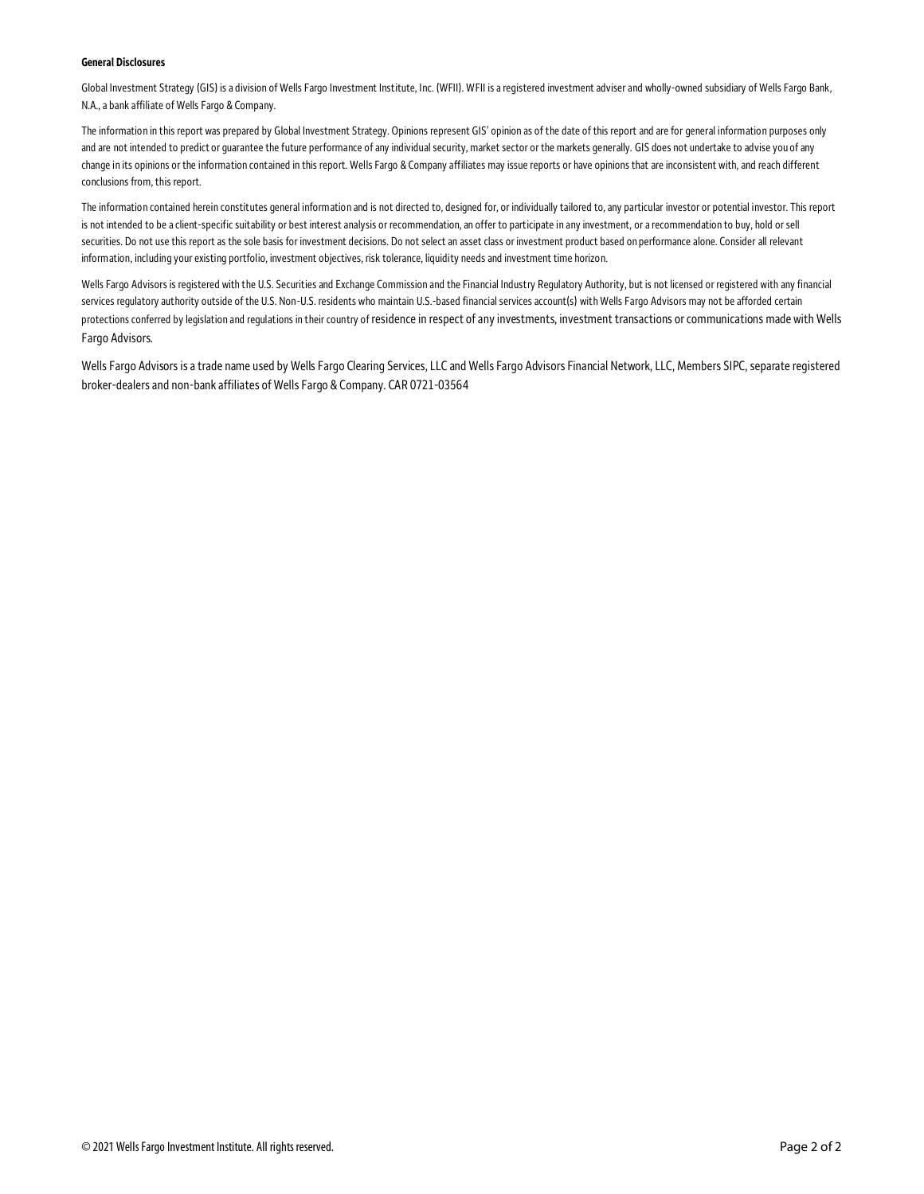**General Disclosures**

Global Investment Strategy (GIS) is a division of Wells Fargo Investment Institute, Inc. (WFII). WFII is a registered investment adviser and wholly-owned subsidiary of Wells Fargo Bank, N.A., a bank affiliate of Wells Fargo & Company.

The information in this report was prepared by Global Investment Strategy. Opinions represent GIS' opinion as of the date of this report and are for general information purposes only and are not intended to predict or guarantee the future performance of any individual security, market sector or the markets generally. GIS does not undertake to advise you of any change in its opinions or the information contained in this report. Wells Fargo & Company affiliates may issue reports or have opinions that are inconsistent with, and reach different conclusions from, this report.

The information contained herein constitutes general information and is not directed to, designed for, or individually tailored to, any particular investor or potential investor. This report is not intended to be a client-specific suitability or best interest analysis or recommendation, an offer to participate in any investment, or a recommendation to buy, hold or sell securities. Do not use this report as the sole basis for investment decisions. Do not select an asset class or investment product based on performance alone. Consider all relevant information, including your existing portfolio, investment objectives, risk tolerance, liquidity needs and investment time horizon.

Wells Fargo Advisors is registered with the U.S. Securities and Exchange Commission and the Financial Industry Regulatory Authority, but is not licensed or registered with any financial services regulatory authority outside of the U.S. Non-U.S. residents who maintain U.S.-based financial services account(s) with Wells Fargo Advisors may not be afforded certain protections conferred by legislation and regulations in their country of residence in respect of any investments, investment transactions or communications made with Wells Fargo Advisors.

Wells Fargo Advisors is a trade name used by Wells Fargo Clearing Services, LLC and Wells Fargo Advisors Financial Network, LLC, Members SIPC, separate registered broker-dealers and non-bank affiliates of Wells Fargo & Company. CAR 0721-03564

© 2021 Wells Fargo Investment Institute. All rights reserved.